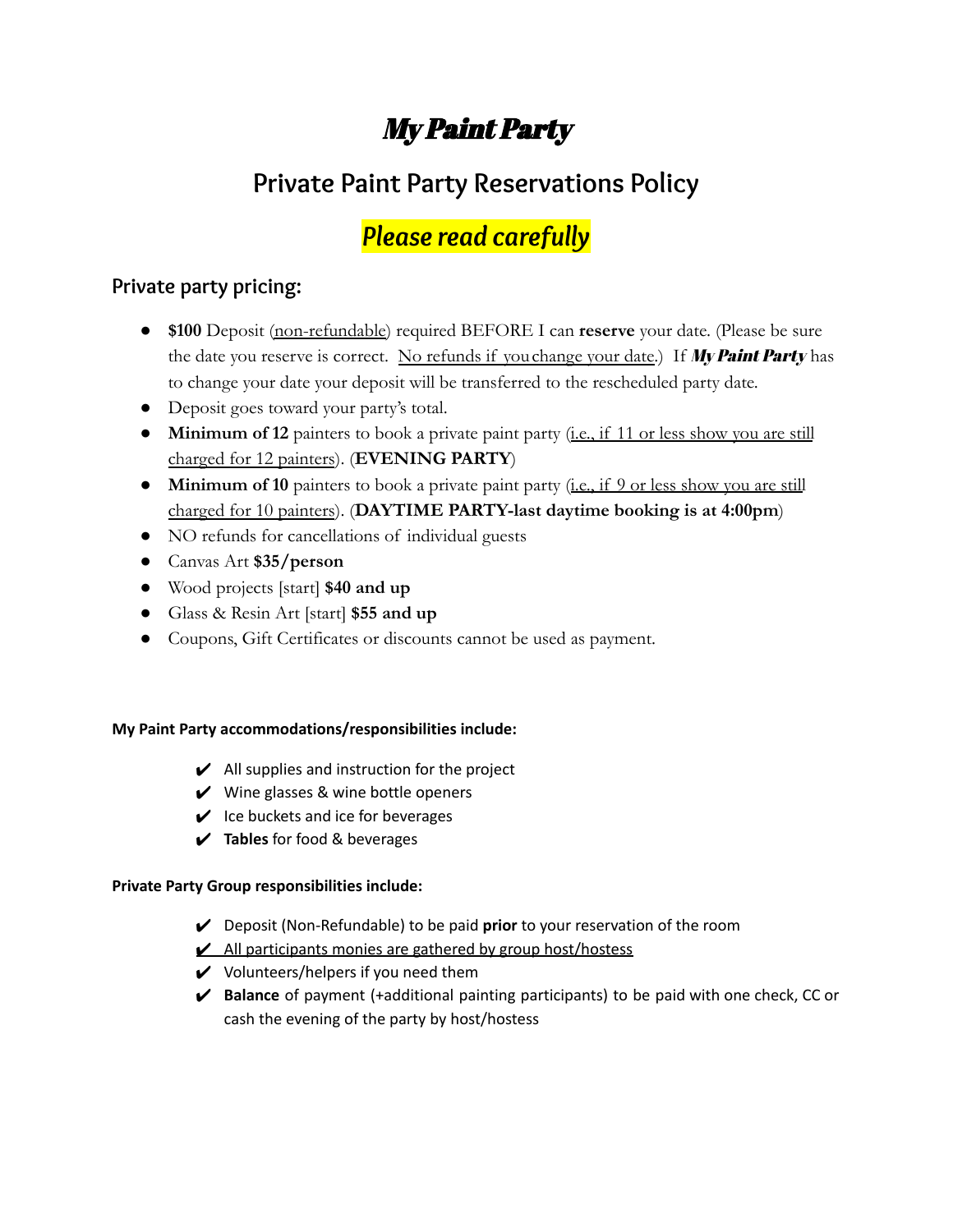# ***My Paint Party***

## Private Paint Party Reservations Policy

## *Please read carefully*

### Private party pricing:

- **$100** Deposit (non-refundable) required BEFORE I can **reserve** your date. (Please be sure the date you reserve is correct. No refunds if you change your date.) If ***My Paint Party*** has to change your date your deposit will be transferred to the rescheduled party date.
- Deposit goes toward your party's total.
- **Minimum of 12** painters to book a private paint party (i.e., if 11 or less show you are still charged for 12 painters). (**EVENING PARTY**)
- **Minimum of 10** painters to book a private paint party (i.e., if 9 or less show you are still charged for 10 painters). (**DAYTIME PARTY-last daytime booking is at 4:00pm**)
- NO refunds for cancellations of individual guests
- Canvas Art **$35/person**
- Wood projects [start] **$40 and up**
- Glass & Resin Art [start] **$55 and up**
- Coupons, Gift Certificates or discounts cannot be used as payment.

**My Paint Party accommodations/responsibilities include:**

- ✔ All supplies and instruction for the project
- ✔ Wine glasses & wine bottle openers
- ✔ Ice buckets and ice for beverages
- ✔ **Tables** for food & beverages

**Private Party Group responsibilities include:**

- ✔ Deposit (Non-Refundable) to be paid **prior** to your reservation of the room
- ✔ All participants monies are gathered by group host/hostess
- ✔ Volunteers/helpers if you need them
- ✔ **Balance** of payment (+additional painting participants) to be paid with one check, CC or cash the evening of the party by host/hostess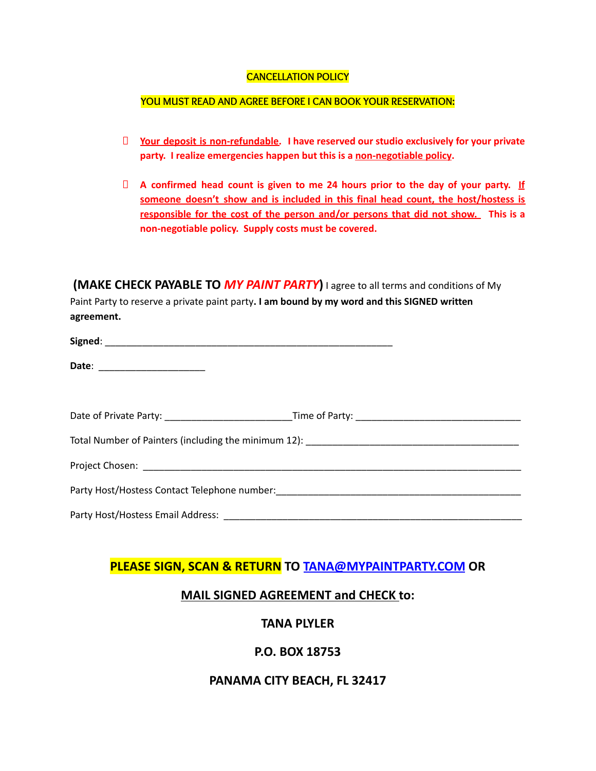CANCELLATION POLICY

YOU MUST READ AND AGREE BEFORE I CAN BOOK YOUR RESERVATION:

- **Your deposit is non-refundable. I have reserved our studio exclusively for your private party. I realize emergencies happen but this is a non-negotiable policy.**

- **A confirmed head count is given to me 24 hours prior to the day of your party. If someone doesn't show and is included in this final head count, the host/hostess is responsible for the cost of the person and/or persons that did not show. This is a non-negotiable policy. Supply costs must be covered.**

**(MAKE CHECK PAYABLE TO *MY PAINT PARTY*)** I agree to all terms and conditions of My Paint Party to reserve a private paint party**. I am bound by my word and this SIGNED written agreement.**

**Signed**: ________________________________________________________

**Date**: ____________________

Date of Private Party: ________________________Time of Party: _______________________________

Total Number of Painters (including the minimum 12): ________________________________________

Project Chosen: ___________________________________________________________________________

Party Host/Hostess Contact Telephone number:______________________________________________

Party Host/Hostess Email Address: ________________________________________________________

**PLEASE SIGN, SCAN & RETURN TO TANA@MYPAINTPARTY.COM OR**

**MAIL SIGNED AGREEMENT and CHECK to:**

**TANA PLYLER**

**P.O. BOX 18753**

**PANAMA CITY BEACH, FL 32417**